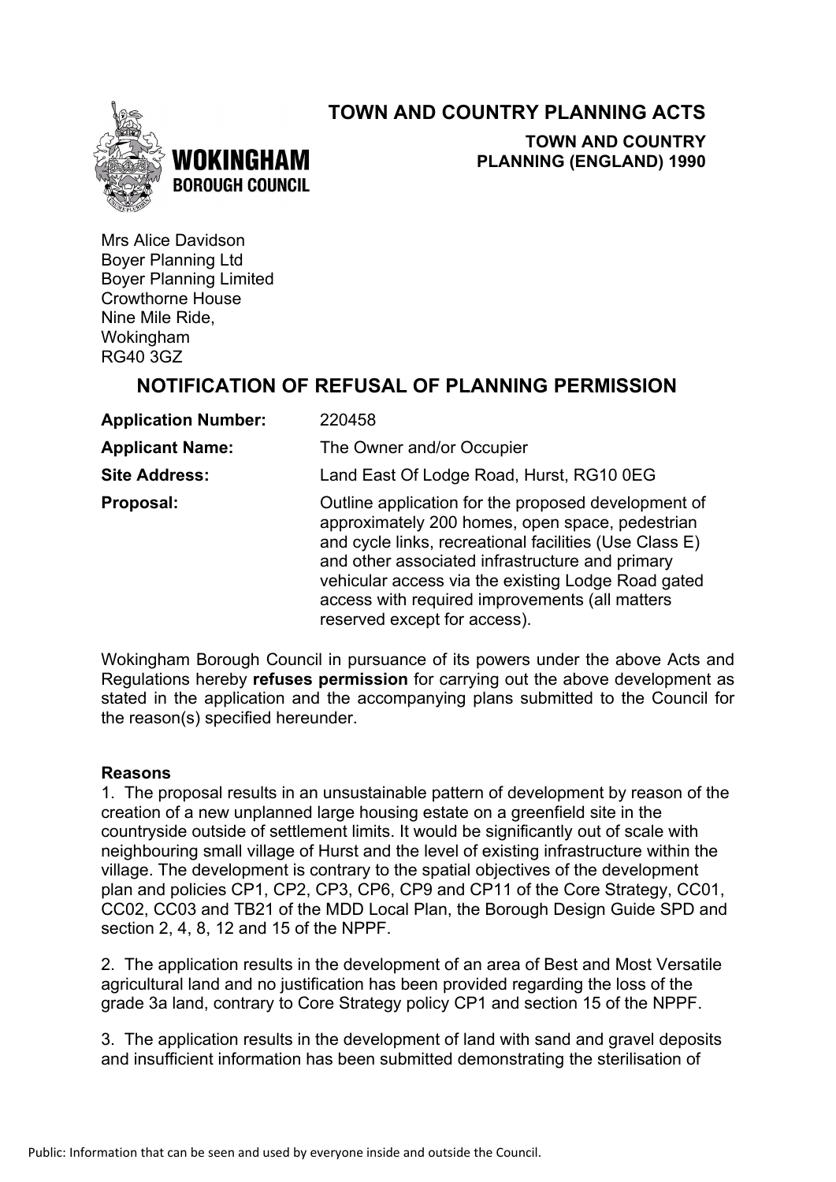# TOWN AND COUNTRY PLANNING ACTS

**TOWN AND COUNTRY PLANNING (ENGLAND) 1990**

**WOKINGHAM BOROUGH COUNCIL**

Mrs Alice Davidson
Boyer Planning Ltd
Boyer Planning Limited
Crowthorne House
Nine Mile Ride,
Wokingham
RG40 3GZ

## NOTIFICATION OF REFUSAL OF PLANNING PERMISSION

**Application Number:** 220458

**Applicant Name:** The Owner and/or Occupier

**Site Address:** Land East Of Lodge Road, Hurst, RG10 0EG

**Proposal:** Outline application for the proposed development of approximately 200 homes, open space, pedestrian and cycle links, recreational facilities (Use Class E) and other associated infrastructure and primary vehicular access via the existing Lodge Road gated access with required improvements (all matters reserved except for access).

Wokingham Borough Council in pursuance of its powers under the above Acts and Regulations hereby **refuses permission** for carrying out the above development as stated in the application and the accompanying plans submitted to the Council for the reason(s) specified hereunder.

**Reasons**

1. The proposal results in an unsustainable pattern of development by reason of the creation of a new unplanned large housing estate on a greenfield site in the countryside outside of settlement limits. It would be significantly out of scale with neighbouring small village of Hurst and the level of existing infrastructure within the village. The development is contrary to the spatial objectives of the development plan and policies CP1, CP2, CP3, CP6, CP9 and CP11 of the Core Strategy, CC01, CC02, CC03 and TB21 of the MDD Local Plan, the Borough Design Guide SPD and section 2, 4, 8, 12 and 15 of the NPPF.

2. The application results in the development of an area of Best and Most Versatile agricultural land and no justification has been provided regarding the loss of the grade 3a land, contrary to Core Strategy policy CP1 and section 15 of the NPPF.

3. The application results in the development of land with sand and gravel deposits and insufficient information has been submitted demonstrating the sterilisation of

Public: Information that can be seen and used by everyone inside and outside the Council.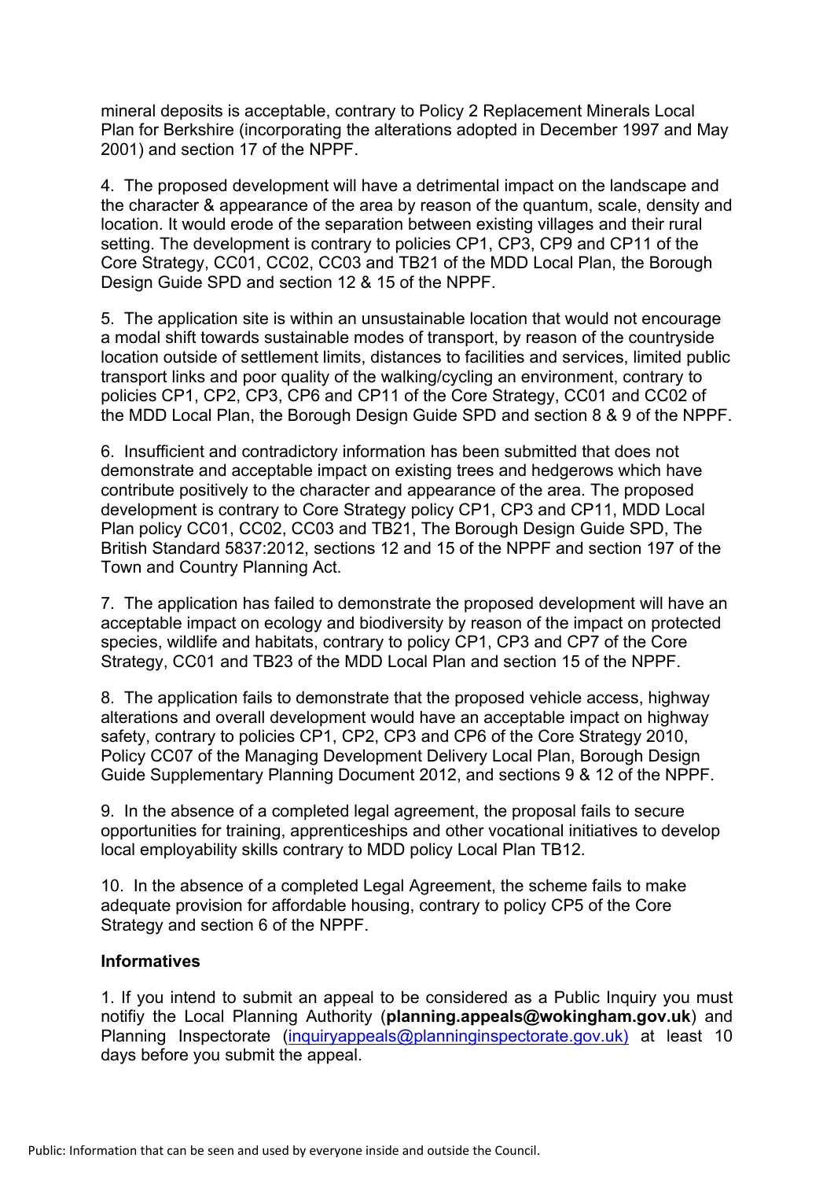mineral deposits is acceptable, contrary to Policy 2 Replacement Minerals Local Plan for Berkshire (incorporating the alterations adopted in December 1997 and May 2001) and section 17 of the NPPF.

4. The proposed development will have a detrimental impact on the landscape and the character & appearance of the area by reason of the quantum, scale, density and location. It would erode of the separation between existing villages and their rural setting. The development is contrary to policies CP1, CP3, CP9 and CP11 of the Core Strategy, CC01, CC02, CC03 and TB21 of the MDD Local Plan, the Borough Design Guide SPD and section 12 & 15 of the NPPF.

5. The application site is within an unsustainable location that would not encourage a modal shift towards sustainable modes of transport, by reason of the countryside location outside of settlement limits, distances to facilities and services, limited public transport links and poor quality of the walking/cycling an environment, contrary to policies CP1, CP2, CP3, CP6 and CP11 of the Core Strategy, CC01 and CC02 of the MDD Local Plan, the Borough Design Guide SPD and section 8 & 9 of the NPPF.

6. Insufficient and contradictory information has been submitted that does not demonstrate and acceptable impact on existing trees and hedgerows which have contribute positively to the character and appearance of the area. The proposed development is contrary to Core Strategy policy CP1, CP3 and CP11, MDD Local Plan policy CC01, CC02, CC03 and TB21, The Borough Design Guide SPD, The British Standard 5837:2012, sections 12 and 15 of the NPPF and section 197 of the Town and Country Planning Act.

7. The application has failed to demonstrate the proposed development will have an acceptable impact on ecology and biodiversity by reason of the impact on protected species, wildlife and habitats, contrary to policy CP1, CP3 and CP7 of the Core Strategy, CC01 and TB23 of the MDD Local Plan and section 15 of the NPPF.

8. The application fails to demonstrate that the proposed vehicle access, highway alterations and overall development would have an acceptable impact on highway safety, contrary to policies CP1, CP2, CP3 and CP6 of the Core Strategy 2010, Policy CC07 of the Managing Development Delivery Local Plan, Borough Design Guide Supplementary Planning Document 2012, and sections 9 & 12 of the NPPF.

9. In the absence of a completed legal agreement, the proposal fails to secure opportunities for training, apprenticeships and other vocational initiatives to develop local employability skills contrary to MDD policy Local Plan TB12.

10. In the absence of a completed Legal Agreement, the scheme fails to make adequate provision for affordable housing, contrary to policy CP5 of the Core Strategy and section 6 of the NPPF.

**Informatives**

1. If you intend to submit an appeal to be considered as a Public Inquiry you must notifiy the Local Planning Authority (**planning.appeals@wokingham.gov.uk**) and Planning Inspectorate (inquiryappeals@planninginspectorate.gov.uk) at least 10 days before you submit the appeal.

Public: Information that can be seen and used by everyone inside and outside the Council.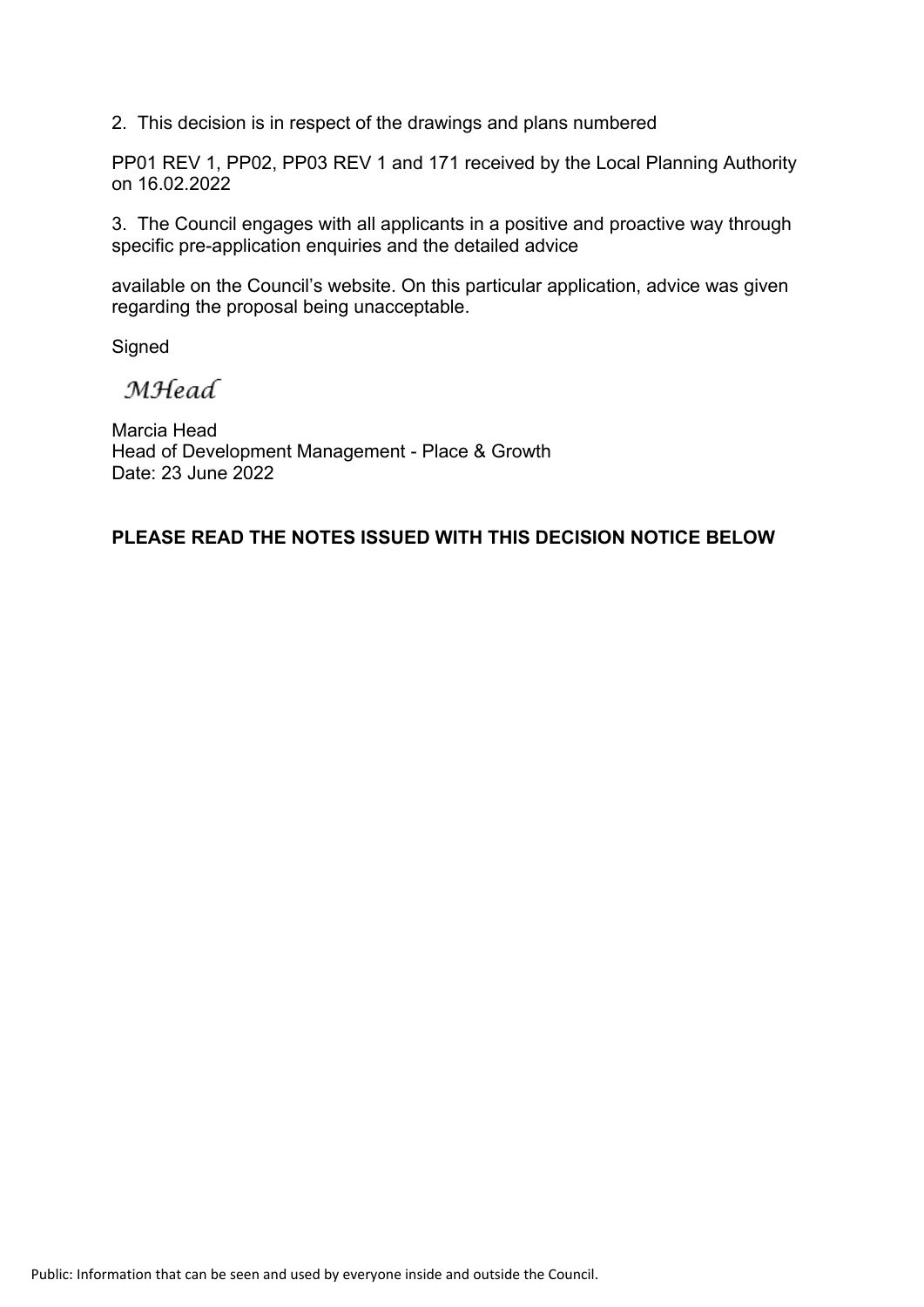2. This decision is in respect of the drawings and plans numbered

PP01 REV 1, PP02, PP03 REV 1 and 171 received by the Local Planning Authority on 16.02.2022

3. The Council engages with all applicants in a positive and proactive way through specific pre-application enquiries and the detailed advice

available on the Council's website. On this particular application, advice was given regarding the proposal being unacceptable.

Signed

*MHead*

Marcia Head
Head of Development Management - Place & Growth
Date: 23 June 2022

**PLEASE READ THE NOTES ISSUED WITH THIS DECISION NOTICE BELOW**

Public: Information that can be seen and used by everyone inside and outside the Council.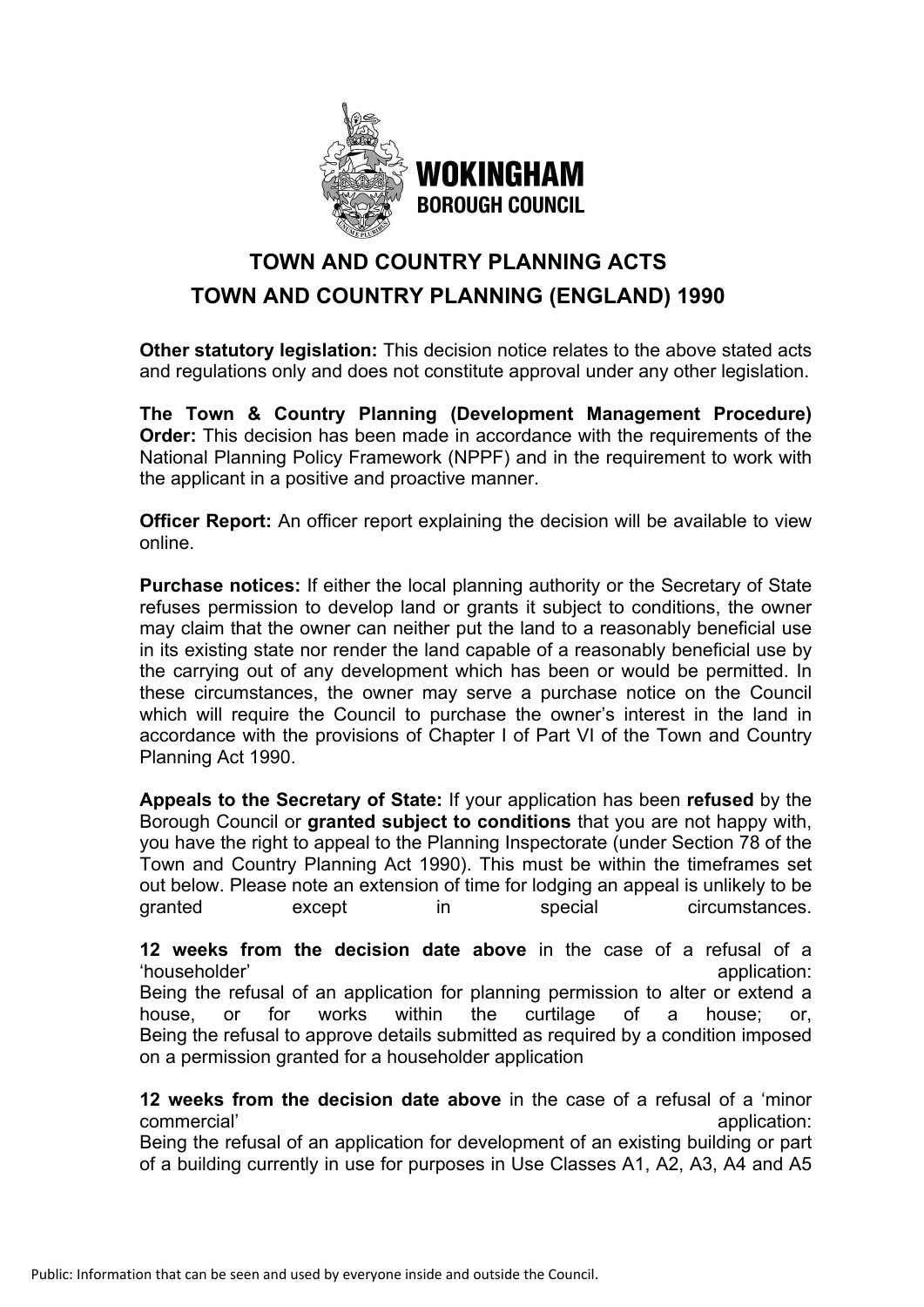**WOKINGHAM BOROUGH COUNCIL**

# TOWN AND COUNTRY PLANNING ACTS

## TOWN AND COUNTRY PLANNING (ENGLAND) 1990

**Other statutory legislation:** This decision notice relates to the above stated acts and regulations only and does not constitute approval under any other legislation.

**The Town & Country Planning (Development Management Procedure) Order:** This decision has been made in accordance with the requirements of the National Planning Policy Framework (NPPF) and in the requirement to work with the applicant in a positive and proactive manner.

**Officer Report:** An officer report explaining the decision will be available to view online.

**Purchase notices:** If either the local planning authority or the Secretary of State refuses permission to develop land or grants it subject to conditions, the owner may claim that the owner can neither put the land to a reasonably beneficial use in its existing state nor render the land capable of a reasonably beneficial use by the carrying out of any development which has been or would be permitted. In these circumstances, the owner may serve a purchase notice on the Council which will require the Council to purchase the owner's interest in the land in accordance with the provisions of Chapter I of Part VI of the Town and Country Planning Act 1990.

**Appeals to the Secretary of State:** If your application has been **refused** by the Borough Council or **granted subject to conditions** that you are not happy with, you have the right to appeal to the Planning Inspectorate (under Section 78 of the Town and Country Planning Act 1990). This must be within the timeframes set out below. Please note an extension of time for lodging an appeal is unlikely to be granted except in special circumstances.

**12 weeks from the decision date above** in the case of a refusal of a 'householder' application:
Being the refusal of an application for planning permission to alter or extend a house, or for works within the curtilage of a house; or,
Being the refusal to approve details submitted as required by a condition imposed on a permission granted for a householder application

**12 weeks from the decision date above** in the case of a refusal of a 'minor commercial' application:
Being the refusal of an application for development of an existing building or part of a building currently in use for purposes in Use Classes A1, A2, A3, A4 and A5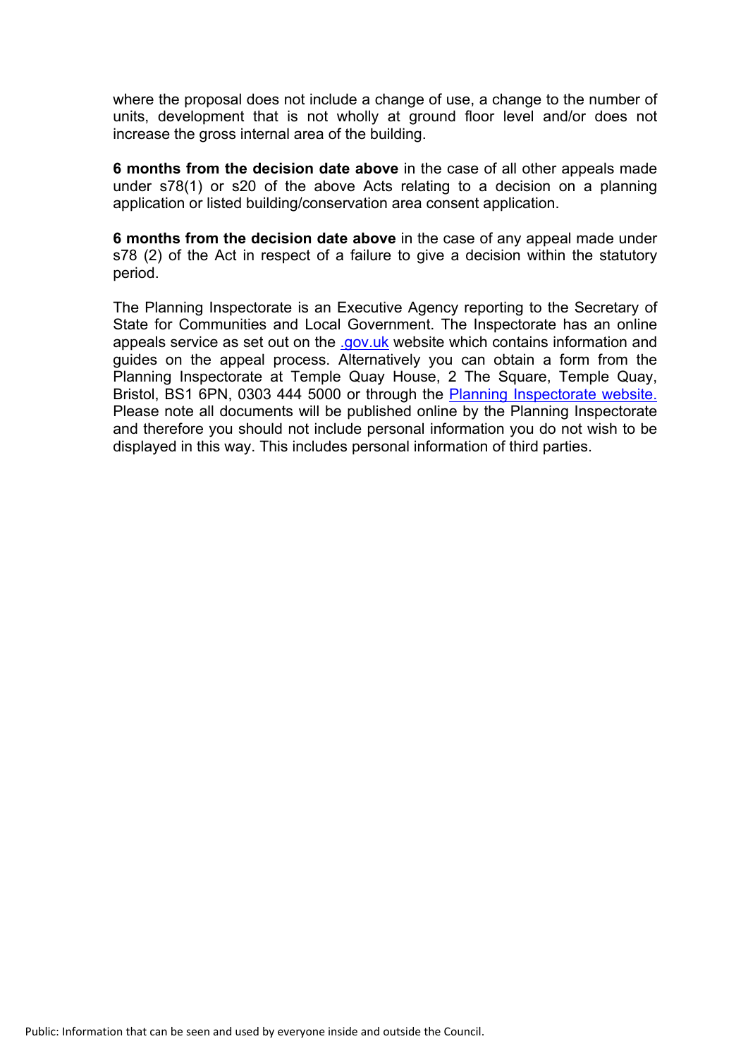where the proposal does not include a change of use, a change to the number of units, development that is not wholly at ground floor level and/or does not increase the gross internal area of the building.

**6 months from the decision date above** in the case of all other appeals made under s78(1) or s20 of the above Acts relating to a decision on a planning application or listed building/conservation area consent application.

**6 months from the decision date above** in the case of any appeal made under s78 (2) of the Act in respect of a failure to give a decision within the statutory period.

The Planning Inspectorate is an Executive Agency reporting to the Secretary of State for Communities and Local Government. The Inspectorate has an online appeals service as set out on the .gov.uk website which contains information and guides on the appeal process. Alternatively you can obtain a form from the Planning Inspectorate at Temple Quay House, 2 The Square, Temple Quay, Bristol, BS1 6PN, 0303 444 5000 or through the Planning Inspectorate website. Please note all documents will be published online by the Planning Inspectorate and therefore you should not include personal information you do not wish to be displayed in this way. This includes personal information of third parties.